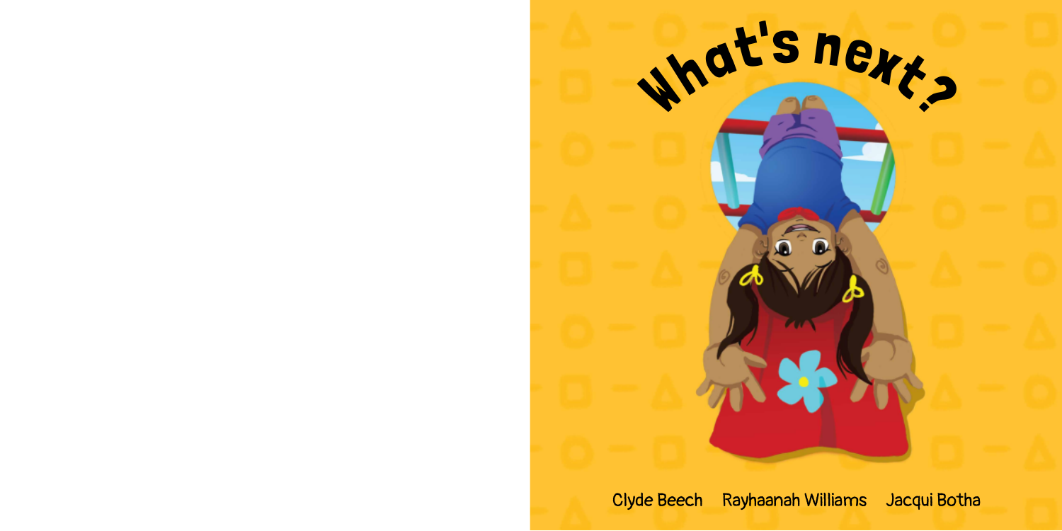# What's next?

Clyde Beech Rayhaanah Williams Jacqui Botha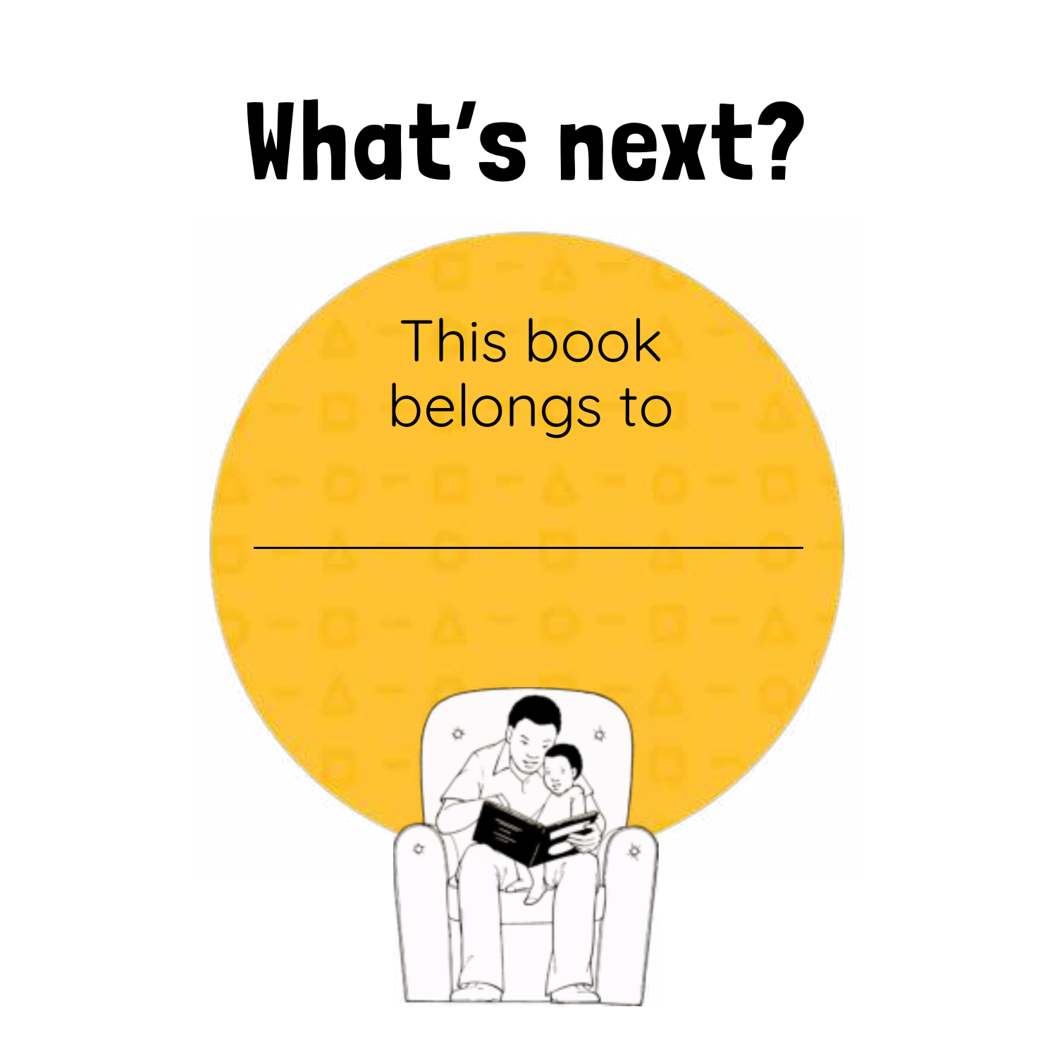# What's next?

This book belongs to

\_\_\_\_\_\_\_\_\_\_\_\_\_\_\_\_\_\_\_\_\_\_\_\_\_\_\_\_\_\_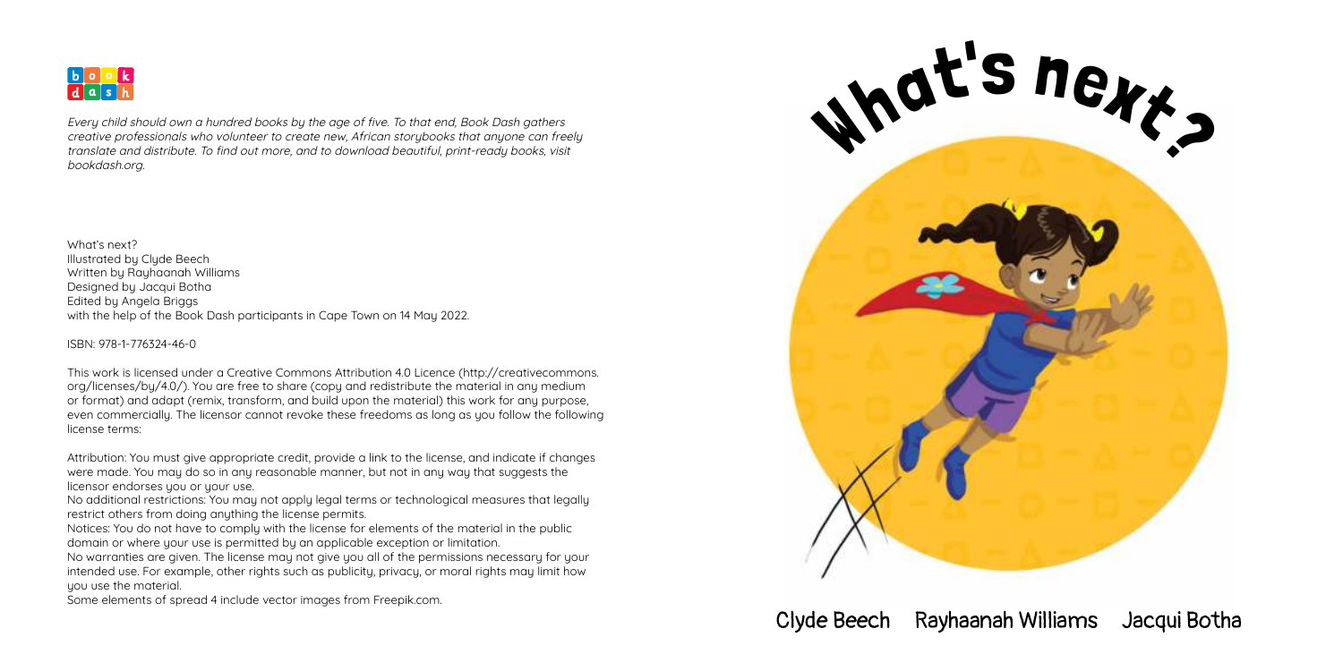book dash

*Every child should own a hundred books by the age of five. To that end, Book Dash gathers creative professionals who volunteer to create new, African storybooks that anyone can freely translate and distribute. To find out more, and to download beautiful, print-ready books, visit bookdash.org.*

What's next?
Illustrated by Clyde Beech
Written by Rayhaanah Williams
Designed by Jacqui Botha
Edited by Angela Briggs
with the help of the Book Dash participants in Cape Town on 14 May 2022.

ISBN: 978-1-776324-46-0

This work is licensed under a Creative Commons Attribution 4.0 Licence (http://creativecommons.org/licenses/by/4.0/). You are free to share (copy and redistribute the material in any medium or format) and adapt (remix, transform, and build upon the material) this work for any purpose, even commercially. The licensor cannot revoke these freedoms as long as you follow the following license terms:

Attribution: You must give appropriate credit, provide a link to the license, and indicate if changes were made. You may do so in any reasonable manner, but not in any way that suggests the licensor endorses you or your use.
No additional restrictions: You may not apply legal terms or technological measures that legally restrict others from doing anything the license permits.
Notices: You do not have to comply with the license for elements of the material in the public domain or where your use is permitted by an applicable exception or limitation.
No warranties are given. The license may not give you all of the permissions necessary for your intended use. For example, other rights such as publicity, privacy, or moral rights may limit how you use the material.
Some elements of spread 4 include vector images from Freepik.com.

# What's next?

Clyde Beech Rayhaanah Williams Jacqui Botha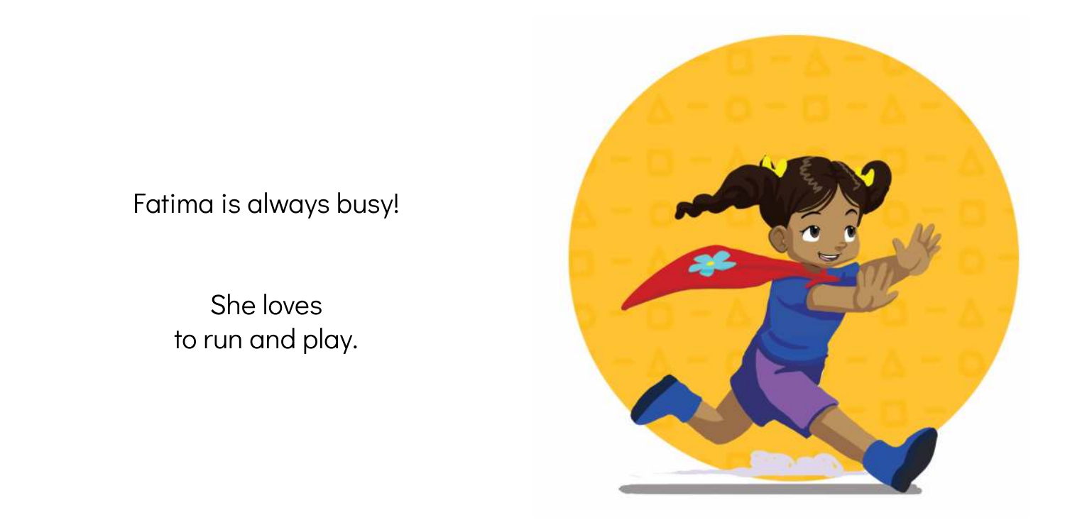Fatima is always busy!

She loves
to run and play.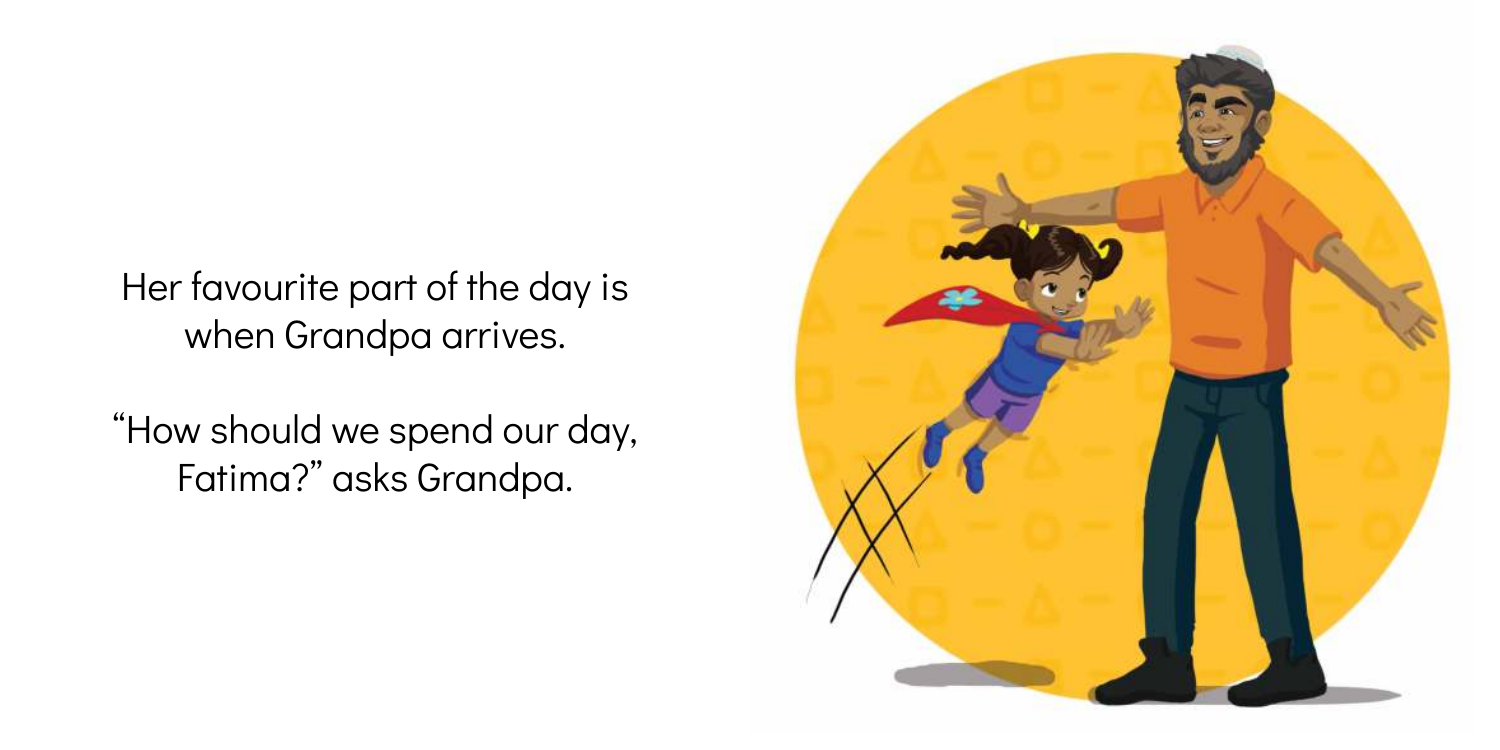Her favourite part of the day is when Grandpa arrives.

“How should we spend our day, Fatima?” asks Grandpa.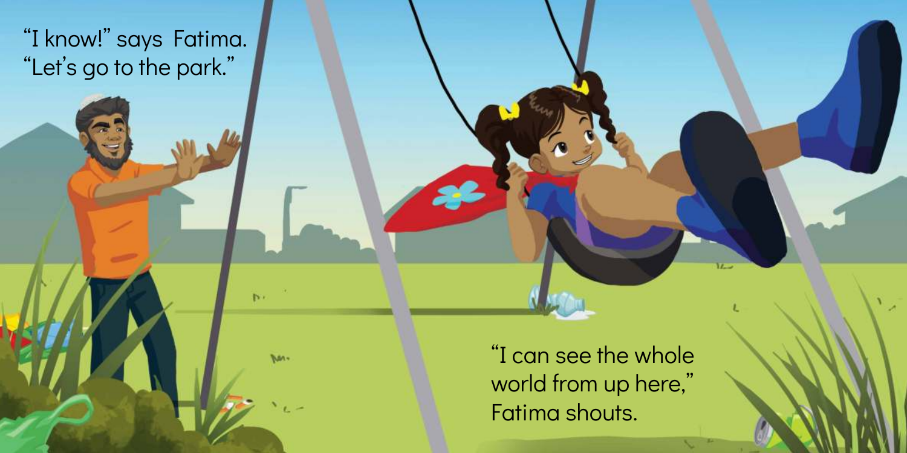"I know!" says Fatima. "Let's go to the park."

"I can see the whole world from up here," Fatima shouts.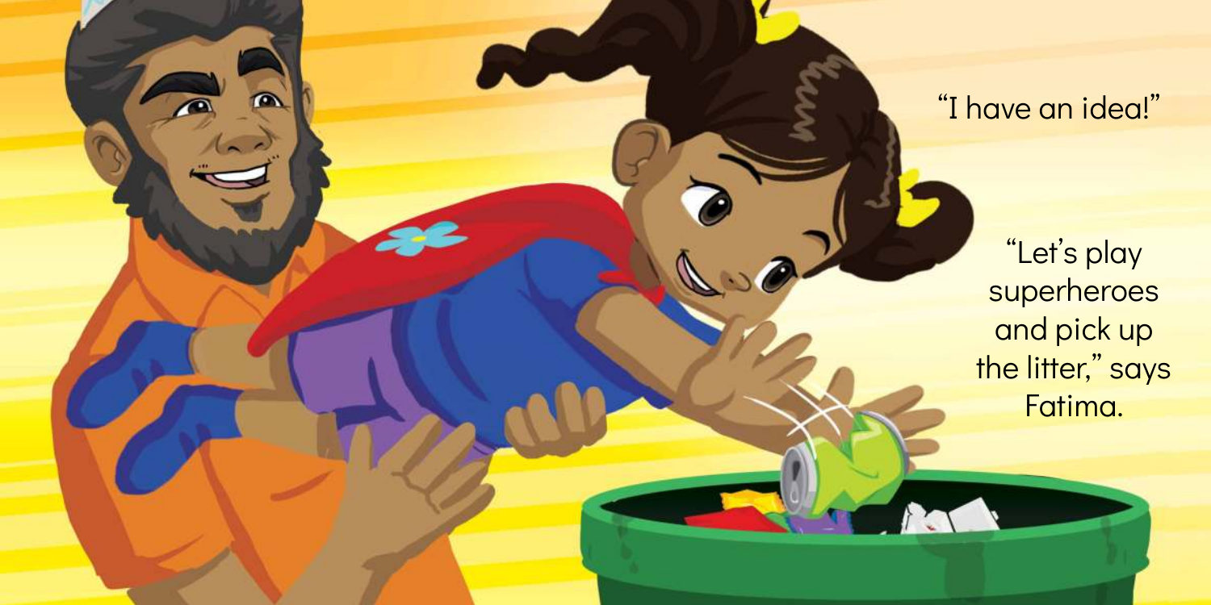"I have an idea!"

"Let's play superheroes and pick up the litter," says Fatima.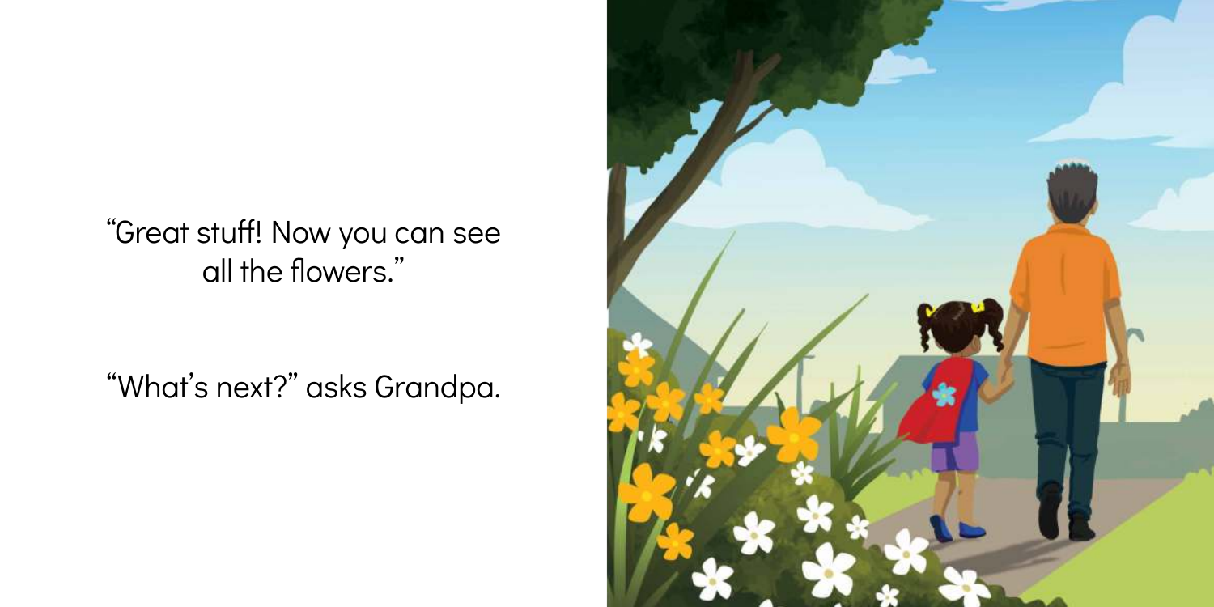"Great stuff! Now you can see all the flowers."

"What's next?" asks Grandpa.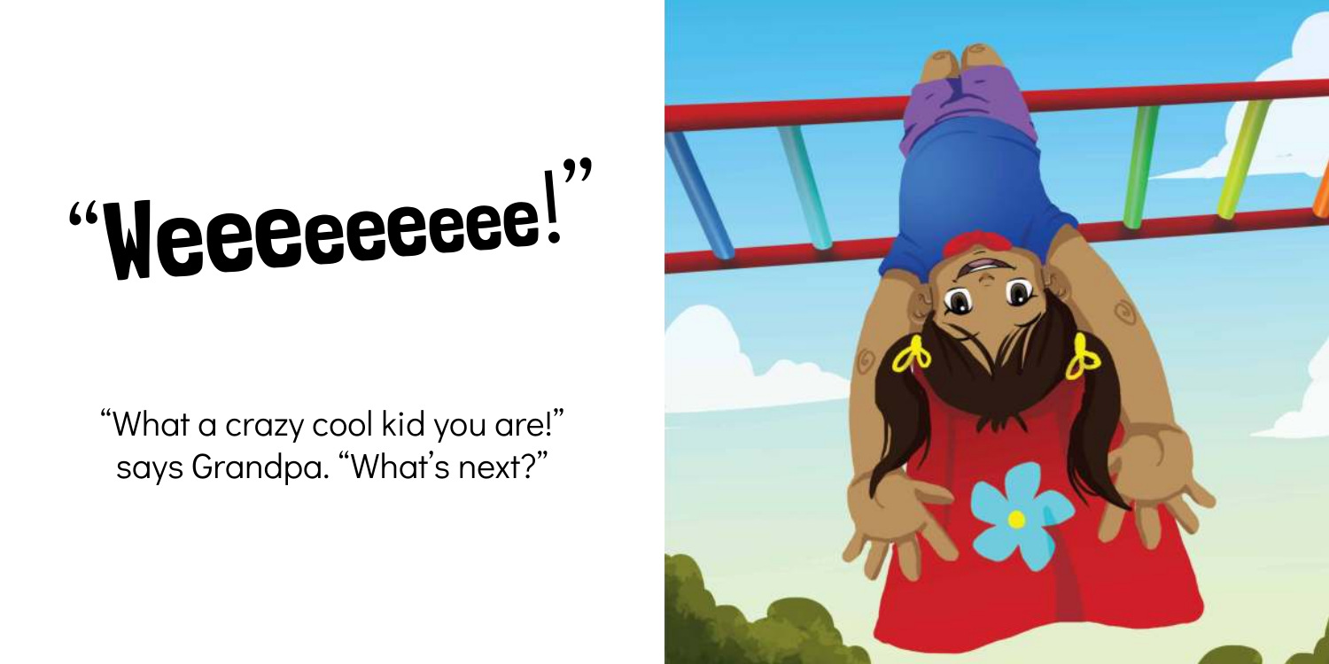# "Weeeeeeeee!"

"What a crazy cool kid you are!" says Grandpa. "What's next?"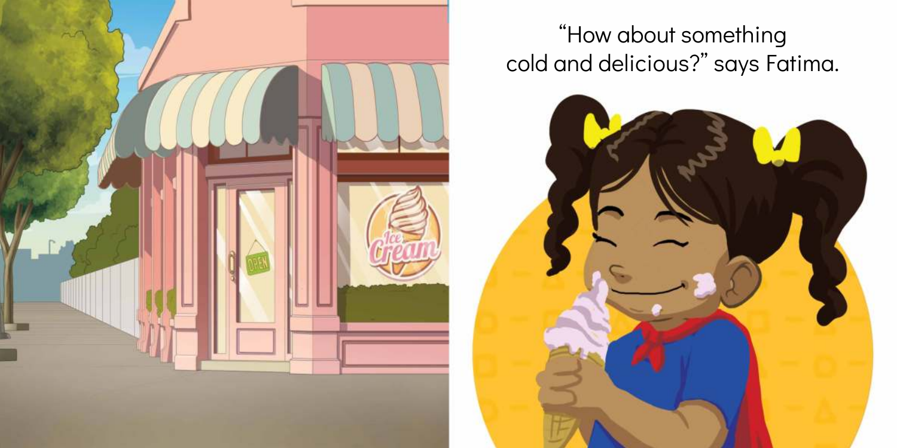"How about something cold and delicious?" says Fatima.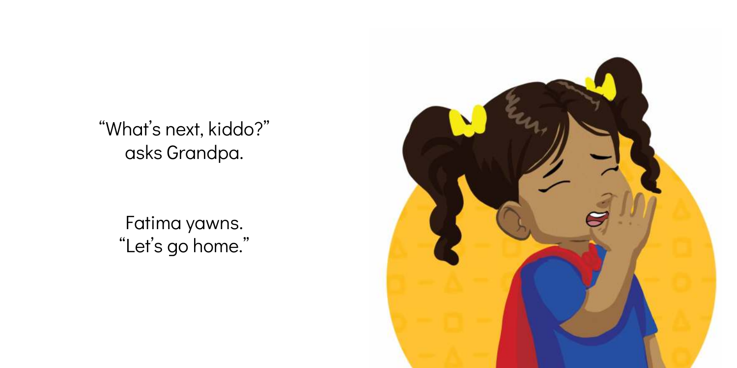"What's next, kiddo?"
asks Grandpa.

Fatima yawns.
"Let's go home."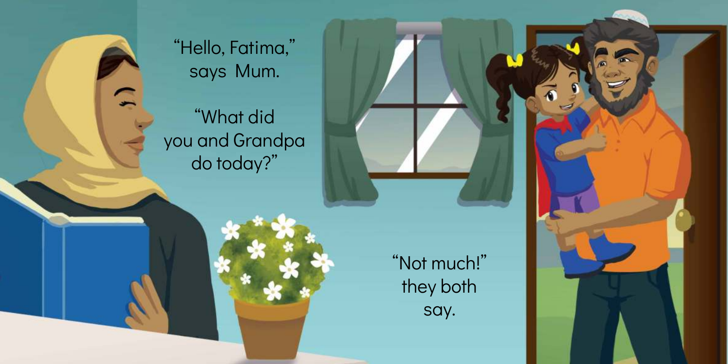"Hello, Fatima," says Mum.

"What did you and Grandpa do today?"

"Not much!" they both say.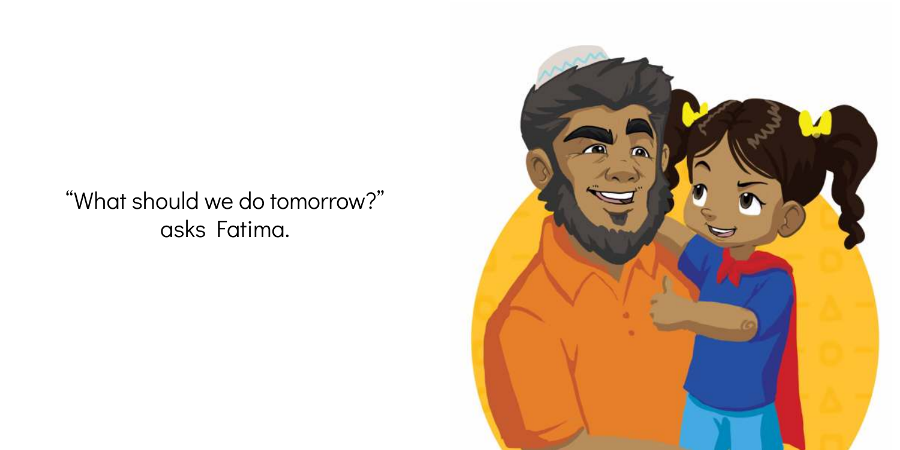"What should we do tomorrow?" asks Fatima.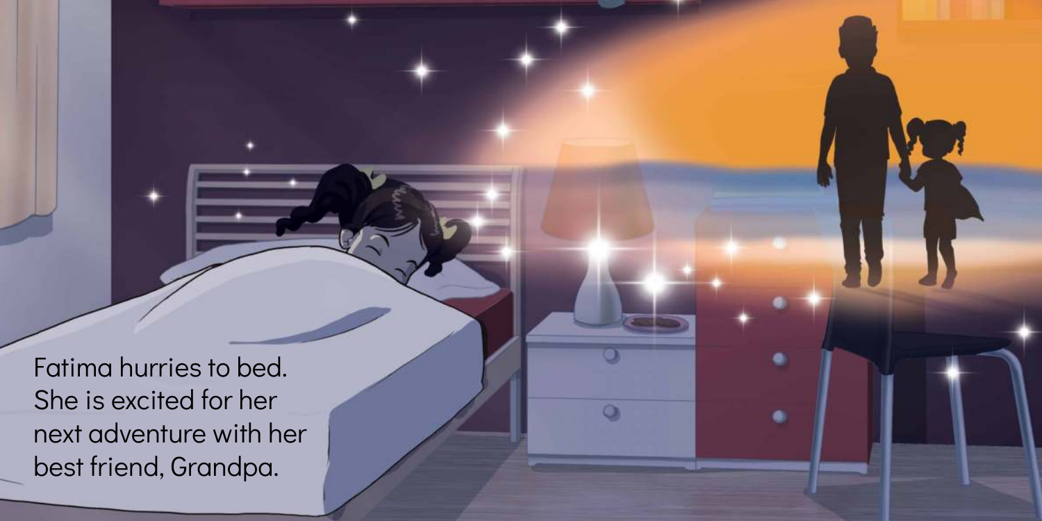Fatima hurries to bed.
She is excited for her
next adventure with her
best friend, Grandpa.